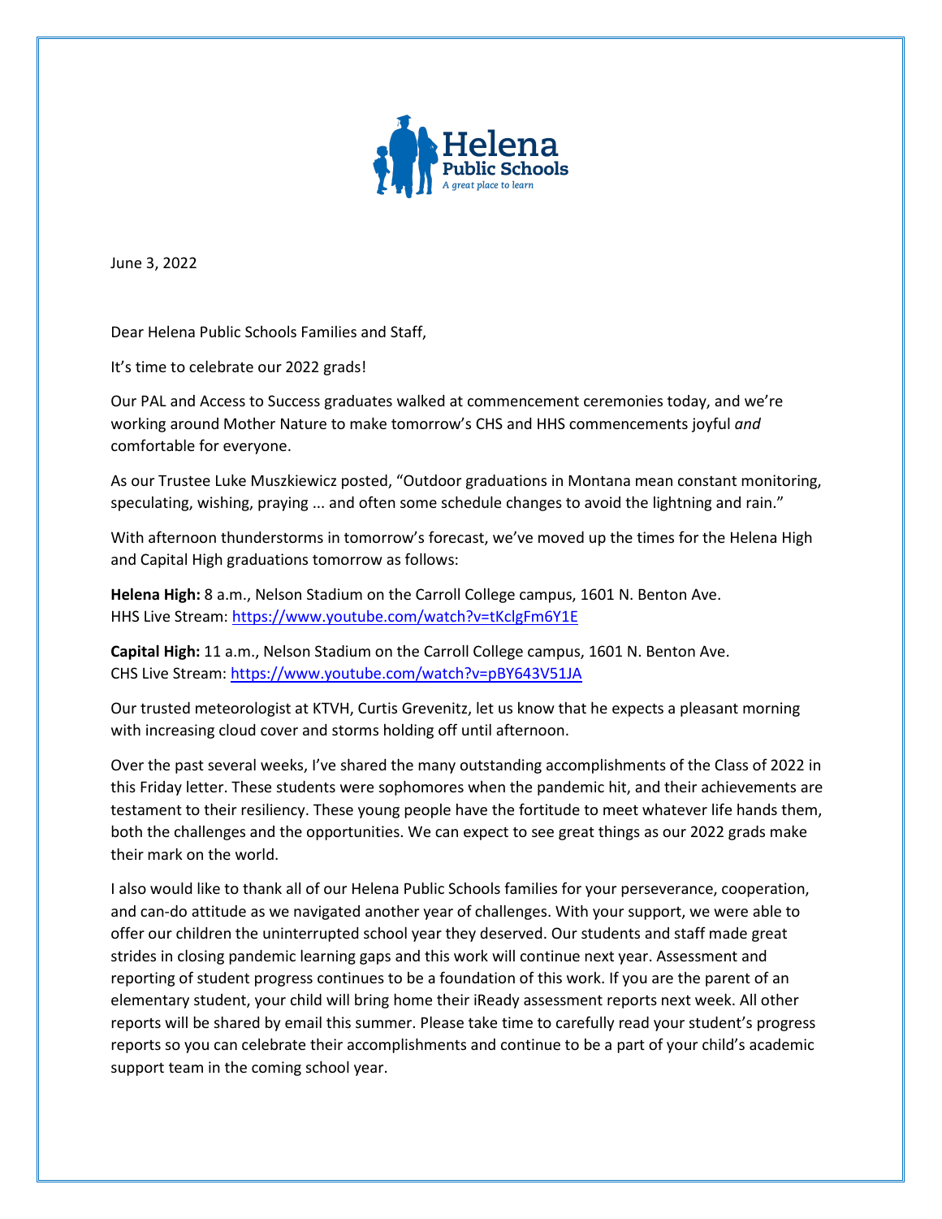June 3, 2022

Dear Helena Public Schools Families and Staff,

It's time to celebrate our 2022 grads!

Our PAL and Access to Success graduates walked at commencement ceremonies today, and we're working around Mother Nature to make tomorrow's CHS and HHS commencements joyful *and* comfortable for everyone.

As our Trustee Luke Muszkiewicz posted, "Outdoor graduations in Montana mean constant monitoring, speculating, wishing, praying ... and often some schedule changes to avoid the lightning and rain."

With afternoon thunderstorms in tomorrow's forecast, we've moved up the times for the Helena High and Capital High graduations tomorrow as follows:

**Helena High:** 8 a.m., Nelson Stadium on the Carroll College campus, 1601 N. Benton Ave.
HHS Live Stream: https://www.youtube.com/watch?v=tKclgFm6Y1E

**Capital High:** 11 a.m., Nelson Stadium on the Carroll College campus, 1601 N. Benton Ave.
CHS Live Stream: https://www.youtube.com/watch?v=pBY643V51JA

Our trusted meteorologist at KTVH, Curtis Grevenitz, let us know that he expects a pleasant morning with increasing cloud cover and storms holding off until afternoon.

Over the past several weeks, I've shared the many outstanding accomplishments of the Class of 2022 in this Friday letter. These students were sophomores when the pandemic hit, and their achievements are testament to their resiliency. These young people have the fortitude to meet whatever life hands them, both the challenges and the opportunities. We can expect to see great things as our 2022 grads make their mark on the world.

I also would like to thank all of our Helena Public Schools families for your perseverance, cooperation, and can-do attitude as we navigated another year of challenges. With your support, we were able to offer our children the uninterrupted school year they deserved. Our students and staff made great strides in closing pandemic learning gaps and this work will continue next year. Assessment and reporting of student progress continues to be a foundation of this work. If you are the parent of an elementary student, your child will bring home their iReady assessment reports next week. All other reports will be shared by email this summer. Please take time to carefully read your student's progress reports so you can celebrate their accomplishments and continue to be a part of your child's academic support team in the coming school year.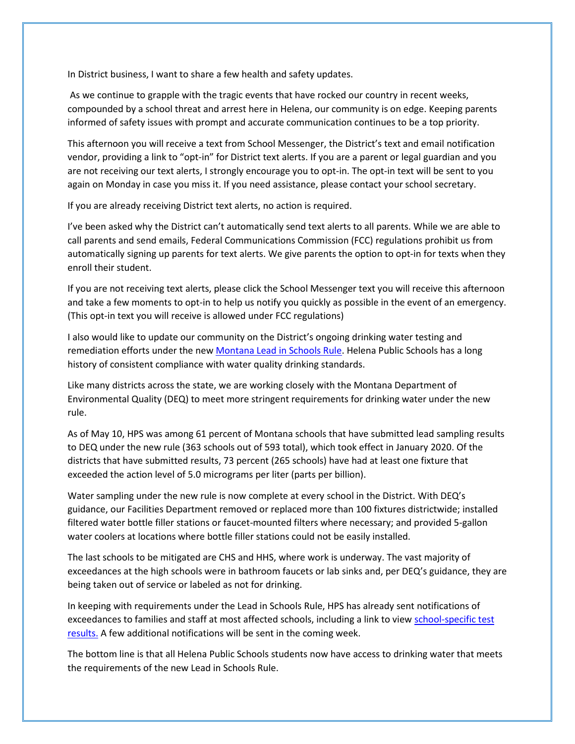In District business, I want to share a few health and safety updates.

As we continue to grapple with the tragic events that have rocked our country in recent weeks, compounded by a school threat and arrest here in Helena, our community is on edge. Keeping parents informed of safety issues with prompt and accurate communication continues to be a top priority.

This afternoon you will receive a text from School Messenger, the District's text and email notification vendor, providing a link to "opt-in" for District text alerts. If you are a parent or legal guardian and you are not receiving our text alerts, I strongly encourage you to opt-in. The opt-in text will be sent to you again on Monday in case you miss it. If you need assistance, please contact your school secretary.

If you are already receiving District text alerts, no action is required.

I've been asked why the District can't automatically send text alerts to all parents. While we are able to call parents and send emails, Federal Communications Commission (FCC) regulations prohibit us from automatically signing up parents for text alerts. We give parents the option to opt-in for texts when they enroll their student.

If you are not receiving text alerts, please click the School Messenger text you will receive this afternoon and take a few moments to opt-in to help us notify you quickly as possible in the event of an emergency. (This opt-in text you will receive is allowed under FCC regulations)

I also would like to update our community on the District's ongoing drinking water testing and remediation efforts under the new Montana Lead in Schools Rule. Helena Public Schools has a long history of consistent compliance with water quality drinking standards.

Like many districts across the state, we are working closely with the Montana Department of Environmental Quality (DEQ) to meet more stringent requirements for drinking water under the new rule.

As of May 10, HPS was among 61 percent of Montana schools that have submitted lead sampling results to DEQ under the new rule (363 schools out of 593 total), which took effect in January 2020. Of the districts that have submitted results, 73 percent (265 schools) have had at least one fixture that exceeded the action level of 5.0 micrograms per liter (parts per billion).

Water sampling under the new rule is now complete at every school in the District. With DEQ's guidance, our Facilities Department removed or replaced more than 100 fixtures districtwide; installed filtered water bottle filler stations or faucet-mounted filters where necessary; and provided 5-gallon water coolers at locations where bottle filler stations could not be easily installed.

The last schools to be mitigated are CHS and HHS, where work is underway. The vast majority of exceedances at the high schools were in bathroom faucets or lab sinks and, per DEQ's guidance, they are being taken out of service or labeled as not for drinking.

In keeping with requirements under the Lead in Schools Rule, HPS has already sent notifications of exceedances to families and staff at most affected schools, including a link to view school-specific test results. A few additional notifications will be sent in the coming week.

The bottom line is that all Helena Public Schools students now have access to drinking water that meets the requirements of the new Lead in Schools Rule.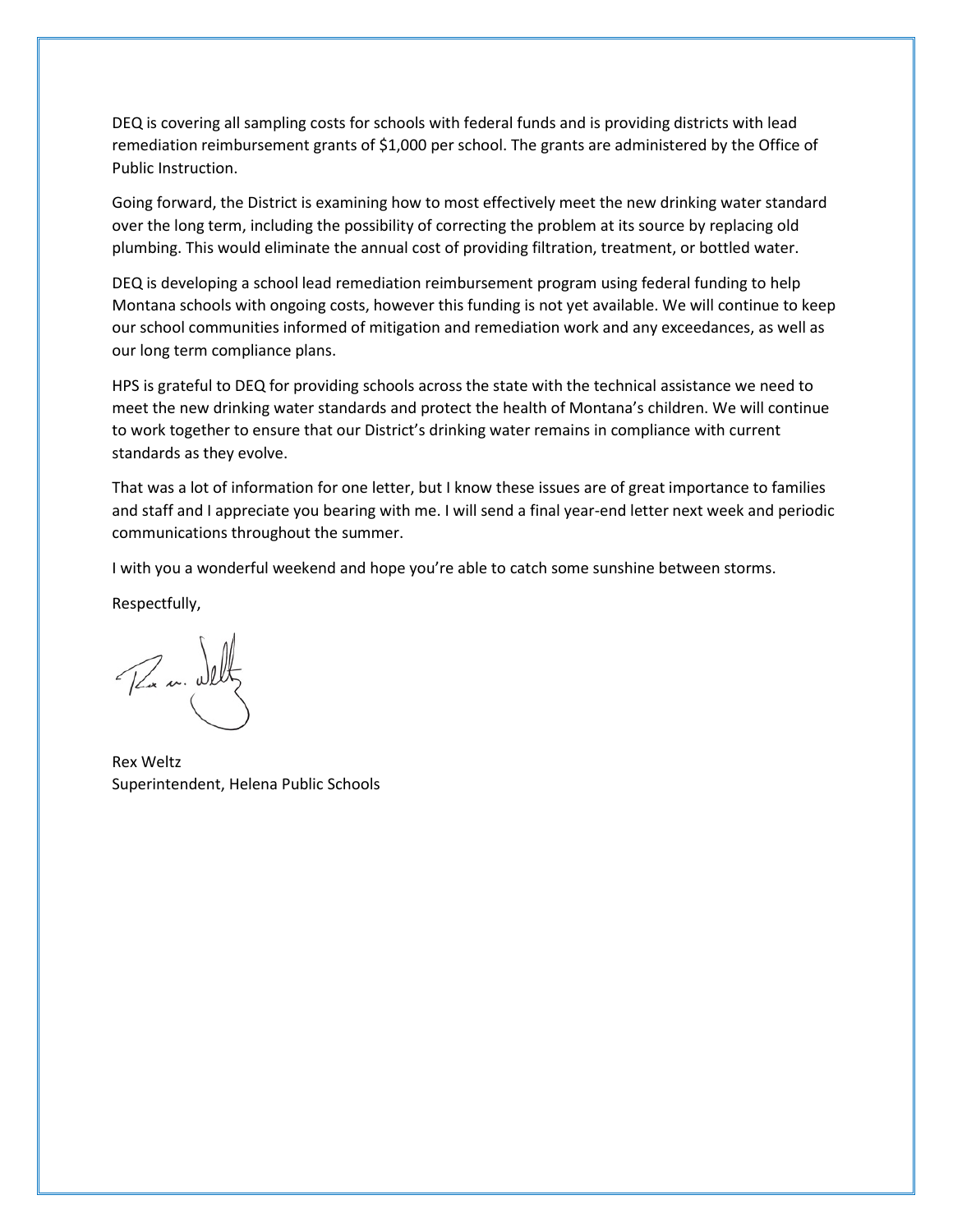DEQ is covering all sampling costs for schools with federal funds and is providing districts with lead remediation reimbursement grants of $1,000 per school. The grants are administered by the Office of Public Instruction.

Going forward, the District is examining how to most effectively meet the new drinking water standard over the long term, including the possibility of correcting the problem at its source by replacing old plumbing. This would eliminate the annual cost of providing filtration, treatment, or bottled water.

DEQ is developing a school lead remediation reimbursement program using federal funding to help Montana schools with ongoing costs, however this funding is not yet available. We will continue to keep our school communities informed of mitigation and remediation work and any exceedances, as well as our long term compliance plans.

HPS is grateful to DEQ for providing schools across the state with the technical assistance we need to meet the new drinking water standards and protect the health of Montana's children. We will continue to work together to ensure that our District's drinking water remains in compliance with current standards as they evolve.

That was a lot of information for one letter, but I know these issues are of great importance to families and staff and I appreciate you bearing with me. I will send a final year-end letter next week and periodic communications throughout the summer.

I with you a wonderful weekend and hope you're able to catch some sunshine between storms.

Respectfully,

Rex Weltz
Superintendent, Helena Public Schools